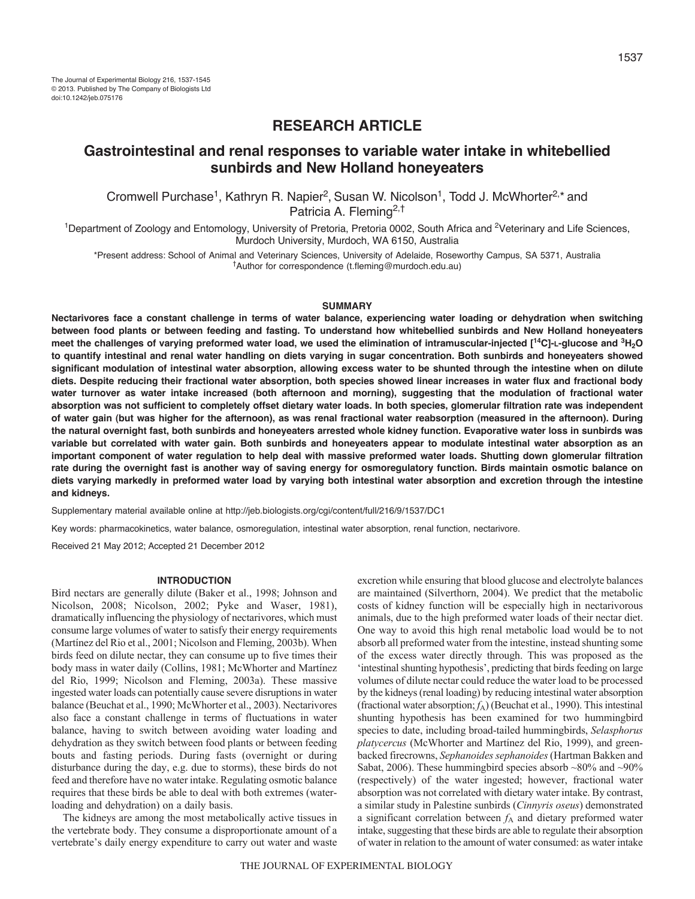RESEARCH ARTICLE

# Gastrointestinal and renal responses to variable water intake in whitebellied sunbirds and New Holland honeyeaters

Cromwell Purchase[1], Kathryn R. Napier[2], Susan W. Nicolson[1], Todd J. McWhorter[2,*] and Patricia A. Fleming[2,†]

[1]Department of Zoology and Entomology, University of Pretoria, Pretoria 0002, South Africa and [2]Veterinary and Life Sciences, Murdoch University, Murdoch, WA 6150, Australia

*Present address: School of Animal and Veterinary Sciences, University of Adelaide, Roseworthy Campus, SA 5371, Australia
†Author for correspondence (t.fleming@murdoch.edu.au)

## SUMMARY

**Nectarivores face a constant challenge in terms of water balance, experiencing water loading or dehydration when switching between food plants or between feeding and fasting. To understand how whitebellied sunbirds and New Holland honeyeaters meet the challenges of varying preformed water load, we used the elimination of intramuscular-injected [$^{14}$C]-L-glucose and $^{3}H_2O$ to quantify intestinal and renal water handling on diets varying in sugar concentration. Both sunbirds and honeyeaters showed significant modulation of intestinal water absorption, allowing excess water to be shunted through the intestine when on dilute diets. Despite reducing their fractional water absorption, both species showed linear increases in water flux and fractional body water turnover as water intake increased (both afternoon and morning), suggesting that the modulation of fractional water absorption was not sufficient to completely offset dietary water loads. In both species, glomerular filtration rate was independent of water gain (but was higher for the afternoon), as was renal fractional water reabsorption (measured in the afternoon). During the natural overnight fast, both sunbirds and honeyeaters arrested whole kidney function. Evaporative water loss in sunbirds was variable but correlated with water gain. Both sunbirds and honeyeaters appear to modulate intestinal water absorption as an important component of water regulation to help deal with massive preformed water loads. Shutting down glomerular filtration rate during the overnight fast is another way of saving energy for osmoregulatory function. Birds maintain osmotic balance on diets varying markedly in preformed water load by varying both intestinal water absorption and excretion through the intestine and kidneys.**

Supplementary material available online at http://jeb.biologists.org/cgi/content/full/216/9/1537/DC1

Key words: pharmacokinetics, water balance, osmoregulation, intestinal water absorption, renal function, nectarivore.

Received 21 May 2012; Accepted 21 December 2012

## INTRODUCTION

Bird nectars are generally dilute (Baker et al., 1998; Johnson and Nicolson, 2008; Nicolson, 2002; Pyke and Waser, 1981), dramatically influencing the physiology of nectarivores, which must consume large volumes of water to satisfy their energy requirements (Martínez del Rio et al., 2001; Nicolson and Fleming, 2003b). When birds feed on dilute nectar, they can consume up to five times their body mass in water daily (Collins, 1981; McWhorter and Martínez del Rio, 1999; Nicolson and Fleming, 2003a). These massive ingested water loads can potentially cause severe disruptions in water balance (Beuchat et al., 1990; McWhorter et al., 2003). Nectarivores also face a constant challenge in terms of fluctuations in water balance, having to switch between avoiding water loading and dehydration as they switch between food plants or between feeding bouts and fasting periods. During fasts (overnight or during disturbance during the day, e.g. due to storms), these birds do not feed and therefore have no water intake. Regulating osmotic balance requires that these birds be able to deal with both extremes (water-loading and dehydration) on a daily basis.

The kidneys are among the most metabolically active tissues in the vertebrate body. They consume a disproportionate amount of a vertebrate's daily energy expenditure to carry out water and waste excretion while ensuring that blood glucose and electrolyte balances are maintained (Silverthorn, 2004). We predict that the metabolic costs of kidney function will be especially high in nectarivorous animals, due to the high preformed water loads of their nectar diet. One way to avoid this high renal metabolic load would be to not absorb all preformed water from the intestine, instead shunting some of the excess water directly through. This was proposed as the 'intestinal shunting hypothesis', predicting that birds feeding on large volumes of dilute nectar could reduce the water load to be processed by the kidneys (renal loading) by reducing intestinal water absorption (fractional water absorption; $f_A$) (Beuchat et al., 1990). This intestinal shunting hypothesis has been examined for two hummingbird species to date, including broad-tailed hummingbirds, *Selasphorus platycercus* (McWhorter and Martínez del Rio, 1999), and green-backed firecrowns, *Sephanoides sephanoides* (Hartman Bakken and Sabat, 2006). These hummingbird species absorb ~80% and ~90% (respectively) of the water ingested; however, fractional water absorption was not correlated with dietary water intake. By contrast, a similar study in Palestine sunbirds (*Cinnyris oseus*) demonstrated a significant correlation between $f_A$ and dietary preformed water intake, suggesting that these birds are able to regulate their absorption of water in relation to the amount of water consumed: as water intake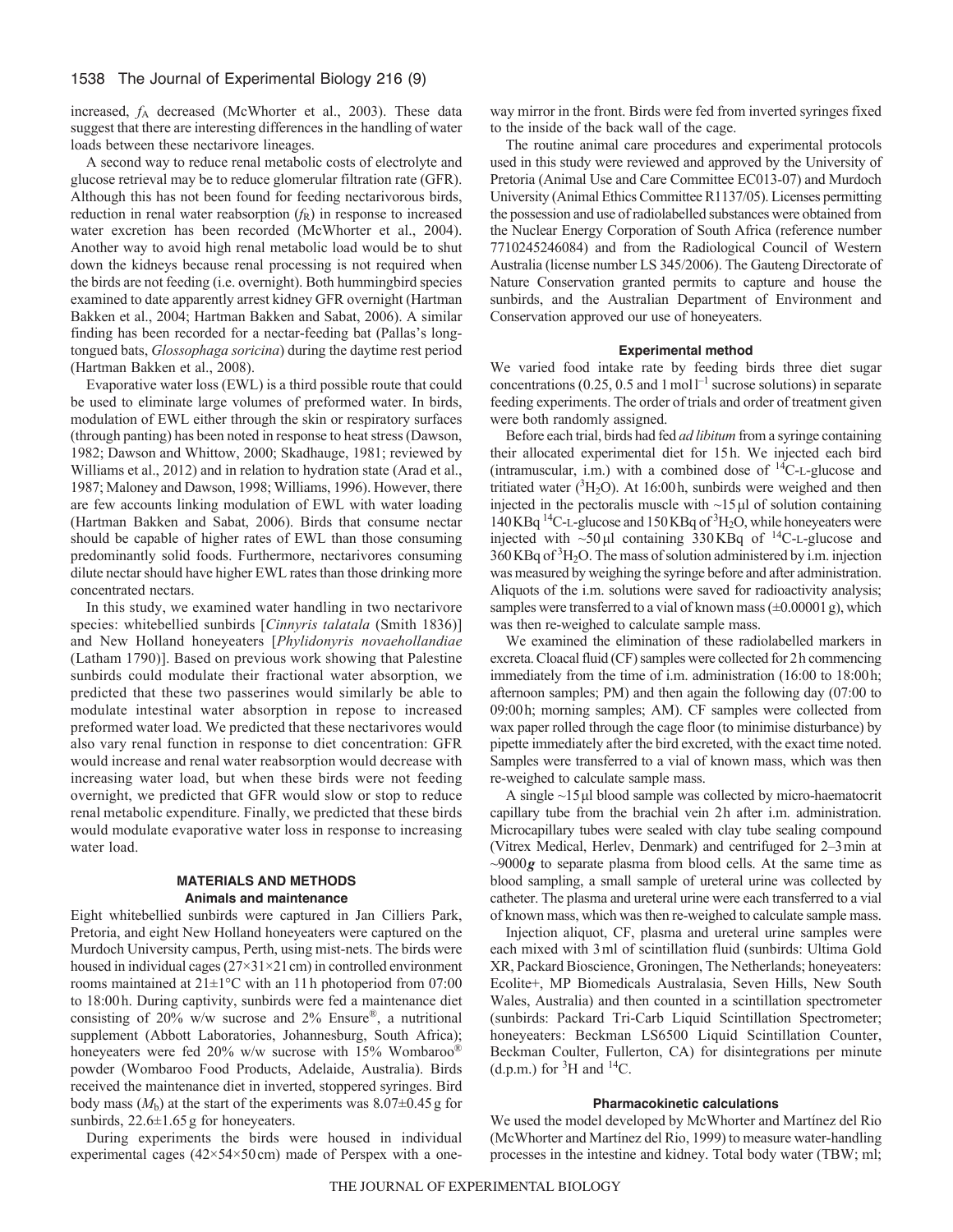increased, $f_A$ decreased (McWhorter et al., 2003). These data suggest that there are interesting differences in the handling of water loads between these nectarivore lineages.

A second way to reduce renal metabolic costs of electrolyte and glucose retrieval may be to reduce glomerular filtration rate (GFR). Although this has not been found for feeding nectarivorous birds, reduction in renal water reabsorption ($f_R$) in response to increased water excretion has been recorded (McWhorter et al., 2004). Another way to avoid high renal metabolic load would be to shut down the kidneys because renal processing is not required when the birds are not feeding (i.e. overnight). Both hummingbird species examined to date apparently arrest kidney GFR overnight (Hartman Bakken et al., 2004; Hartman Bakken and Sabat, 2006). A similar finding has been recorded for a nectar-feeding bat (Pallas's long-tongued bats, *Glossophaga soricina*) during the daytime rest period (Hartman Bakken et al., 2008).

Evaporative water loss (EWL) is a third possible route that could be used to eliminate large volumes of preformed water. In birds, modulation of EWL either through the skin or respiratory surfaces (through panting) has been noted in response to heat stress (Dawson, 1982; Dawson and Whittow, 2000; Skadhauge, 1981; reviewed by Williams et al., 2012) and in relation to hydration state (Arad et al., 1987; Maloney and Dawson, 1998; Williams, 1996). However, there are few accounts linking modulation of EWL with water loading (Hartman Bakken and Sabat, 2006). Birds that consume nectar should be capable of higher rates of EWL than those consuming predominantly solid foods. Furthermore, nectarivores consuming dilute nectar should have higher EWL rates than those drinking more concentrated nectars.

In this study, we examined water handling in two nectarivore species: whitebellied sunbirds [*Cinnyris talatala* (Smith 1836)] and New Holland honeyeaters [*Phylidonyris novaehollandiae* (Latham 1790)]. Based on previous work showing that Palestine sunbirds could modulate their fractional water absorption, we predicted that these two passerines would similarly be able to modulate intestinal water absorption in repose to increased preformed water load. We predicted that these nectarivores would also vary renal function in response to diet concentration: GFR would increase and renal water reabsorption would decrease with increasing water load, but when these birds were not feeding overnight, we predicted that GFR would slow or stop to reduce renal metabolic expenditure. Finally, we predicted that these birds would modulate evaporative water loss in response to increasing water load.

## MATERIALS AND METHODS

### Animals and maintenance

Eight whitebellied sunbirds were captured in Jan Cilliers Park, Pretoria, and eight New Holland honeyeaters were captured on the Murdoch University campus, Perth, using mist-nets. The birds were housed in individual cages (27×31×21 cm) in controlled environment rooms maintained at 21±1°C with an 11 h photoperiod from 07:00 to 18:00 h. During captivity, sunbirds were fed a maintenance diet consisting of 20% w/w sucrose and 2% Ensure®, a nutritional supplement (Abbott Laboratories, Johannesburg, South Africa); honeyeaters were fed 20% w/w sucrose with 15% Wombaroo® powder (Wombaroo Food Products, Adelaide, Australia). Birds received the maintenance diet in inverted, stoppered syringes. Bird body mass ($M_b$) at the start of the experiments was 8.07±0.45 g for sunbirds, 22.6±1.65 g for honeyeaters.

During experiments the birds were housed in individual experimental cages (42×54×50 cm) made of Perspex with a one-way mirror in the front. Birds were fed from inverted syringes fixed to the inside of the back wall of the cage.

The routine animal care procedures and experimental protocols used in this study were reviewed and approved by the University of Pretoria (Animal Use and Care Committee EC013-07) and Murdoch University (Animal Ethics Committee R1137/05). Licenses permitting the possession and use of radiolabelled substances were obtained from the Nuclear Energy Corporation of South Africa (reference number 7710245246084) and from the Radiological Council of Western Australia (license number LS 345/2006). The Gauteng Directorate of Nature Conservation granted permits to capture and house the sunbirds, and the Australian Department of Environment and Conservation approved our use of honeyeaters.

### Experimental method

We varied food intake rate by feeding birds three diet sugar concentrations (0.25, 0.5 and 1 mol $l^{-1}$ sucrose solutions) in separate feeding experiments. The order of trials and order of treatment given were both randomly assigned.

Before each trial, birds had fed *ad libitum* from a syringe containing their allocated experimental diet for 15 h. We injected each bird (intramuscular, i.m.) with a combined dose of $^{14}$C-L-glucose and tritiated water ($^3H_2O$). At 16:00 h, sunbirds were weighed and then injected in the pectoralis muscle with ~15 μl of solution containing 140 KBq $^{14}$C-L-glucose and 150 KBq of $^3H_2O$, while honeyeaters were injected with ~50 μl containing 330 KBq of $^{14}$C-L-glucose and 360 KBq of $^3H_2O$. The mass of solution administered by i.m. injection was measured by weighing the syringe before and after administration. Aliquots of the i.m. solutions were saved for radioactivity analysis; samples were transferred to a vial of known mass (±0.00001 g), which was then re-weighed to calculate sample mass.

We examined the elimination of these radiolabelled markers in excreta. Cloacal fluid (CF) samples were collected for 2 h commencing immediately from the time of i.m. administration (16:00 to 18:00 h; afternoon samples; PM) and then again the following day (07:00 to 09:00 h; morning samples; AM). CF samples were collected from wax paper rolled through the cage floor (to minimise disturbance) by pipette immediately after the bird excreted, with the exact time noted. Samples were transferred to a vial of known mass, which was then re-weighed to calculate sample mass.

A single ~15 μl blood sample was collected by micro-haematocrit capillary tube from the brachial vein 2 h after i.m. administration. Microcapillary tubes were sealed with clay tube sealing compound (Vitrex Medical, Herlev, Denmark) and centrifuged for 2–3 min at ~9000 ***g*** to separate plasma from blood cells. At the same time as blood sampling, a small sample of ureteral urine was collected by catheter. The plasma and ureteral urine were each transferred to a vial of known mass, which was then re-weighed to calculate sample mass.

Injection aliquot, CF, plasma and ureteral urine samples were each mixed with 3 ml of scintillation fluid (sunbirds: Ultima Gold XR, Packard Bioscience, Groningen, The Netherlands; honeyeaters: Ecolite+, MP Biomedicals Australasia, Seven Hills, New South Wales, Australia) and then counted in a scintillation spectrometer (sunbirds: Packard Tri-Carb Liquid Scintillation Spectrometer; honeyeaters: Beckman LS6500 Liquid Scintillation Counter, Beckman Coulter, Fullerton, CA) for disintegrations per minute (d.p.m.) for $^3$H and $^{14}$C.

### Pharmacokinetic calculations

We used the model developed by McWhorter and Martínez del Rio (McWhorter and Martínez del Rio, 1999) to measure water-handling processes in the intestine and kidney. Total body water (TBW; ml;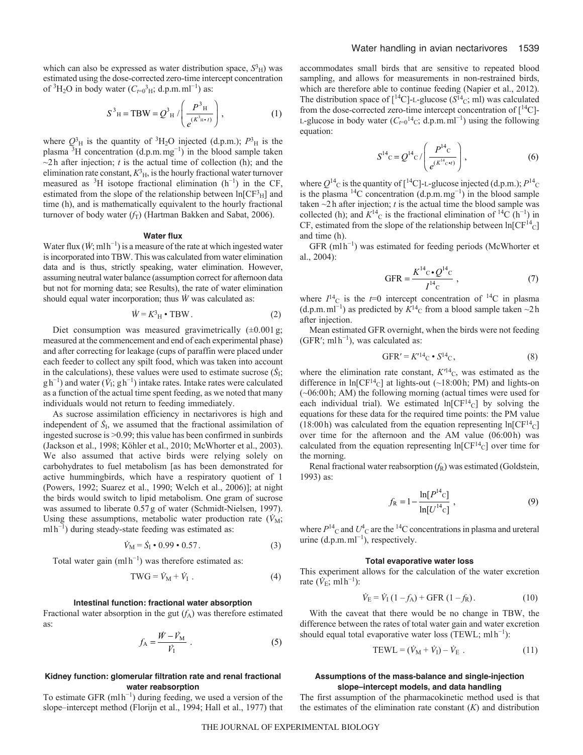which can also be expressed as water distribution space, $S^3{}_{\rm H}$) was estimated using the dose-corrected zero-time intercept concentration of $^3H_2O$ in body water ($C_{t=0}{}^3{}_{\rm H}$; d.p.m. ml$^{-1}$) as:

$$S^3{}_{\rm H} = {\rm TBW} = Q^3{}_{\rm H} \Big/ \left( \frac{P^3{}_{\rm H}}{e^{(K^3{}_{\rm H} \bullet t)}} \right), \qquad (1)$$

where $Q^3{}_{\rm H}$ is the quantity of $^3H_2O$ injected (d.p.m.); $P^3{}_{\rm H}$ is the plasma $^3$H concentration (d.p.m. mg$^{-1}$) in the blood sample taken ~2 h after injection; $t$ is the actual time of collection (h); and the elimination rate constant, $K^3{}_{\rm H}$, is the hourly fractional water turnover measured as $^3$H isotope fractional elimination (h$^{-1}$) in the CF, estimated from the slope of the relationship between ln[CF$^3{}_{\rm H}$] and time (h), and is mathematically equivalent to the hourly fractional turnover of body water ($f_{\rm T}$) (Hartman Bakken and Sabat, 2006).

### Water flux

Water flux ($\dot{W}$; ml h$^{-1}$) is a measure of the rate at which ingested water is incorporated into TBW. This was calculated from water elimination data and is thus, strictly speaking, water elimination. However, assuming neutral water balance (assumption correct for afternoon data but not for morning data; see Results), the rate of water elimination should equal water incorporation; thus $\dot{W}$ was calculated as:

$$\dot{W} = K^3{}_{\rm H} \bullet {\rm TBW}. \qquad (2)$$

Diet consumption was measured gravimetrically (±0.001 g; measured at the commencement and end of each experimental phase) and after correcting for leakage (cups of paraffin were placed under each feeder to collect any spilt food, which was taken into account in the calculations), these values were used to estimate sucrose ($\dot{S}_{\rm I}$; g h$^{-1}$) and water ($\dot{V}_{\rm I}$; g h$^{-1}$) intake rates. Intake rates were calculated as a function of the actual time spent feeding, as we noted that many individuals would not return to feeding immediately.

As sucrose assimilation efficiency in nectarivores is high and independent of $\dot{S}_{\rm I}$, we assumed that the fractional assimilation of ingested sucrose is >0.99; this value has been confirmed in sunbirds (Jackson et al., 1998; Köhler et al., 2010; McWhorter et al., 2003). We also assumed that active birds were relying solely on carbohydrates to fuel metabolism [as has been demonstrated for active hummingbirds, which have a respiratory quotient of 1 (Powers, 1992; Suarez et al., 1990; Welch et al., 2006)]; at night the birds would switch to lipid metabolism. One gram of sucrose was assumed to liberate 0.57 g of water (Schmidt-Nielsen, 1997). Using these assumptions, metabolic water production rate ($\dot{V}_{\rm M}$; ml h$^{-1}$) during steady-state feeding was estimated as:

$$\dot{V}_{\rm M} = \dot{S}_{\rm I} \bullet 0.99 \bullet 0.57. \qquad (3)$$

Total water gain (ml h$^{-1}$) was therefore estimated as:

$${\rm TWG} = \dot{V}_{\rm M} + \dot{V}_{\rm I}\ . \qquad (4)$$

### Intestinal function: fractional water absorption

Fractional water absorption in the gut ($f_{\rm A}$) was therefore estimated as:

$$f_{\rm A} = \frac{\dot{W} - \dot{V}_{\rm M}}{\dot{V}_{\rm I}}\ . \qquad (5)$$

### Kidney function: glomerular filtration rate and renal fractional water reabsorption

To estimate GFR (ml h$^{-1}$) during feeding, we used a version of the slope–intercept method (Florijn et al., 1994; Hall et al., 1977) that accommodates small birds that are sensitive to repeated blood sampling, and allows for measurements in non-restrained birds, which are therefore able to continue feeding (Napier et al., 2012). The distribution space of [$^{14}$C]-L-glucose ($S^{14}{}_{\rm C}$; ml) was calculated from the dose-corrected zero-time intercept concentration of [$^{14}$C]-L-glucose in body water ($C_{t=0}{}^{14}{}_{\rm C}$; d.p.m. ml$^{-1}$) using the following equation:

$$S^{14}{}_{\rm C} = Q^{14}{}_{\rm C} \Big/ \left( \frac{P^{14}{}_{\rm C}}{e^{(K^{14}{}_{\rm C} \bullet t)}} \right), \qquad (6)$$

where $Q^{14}{}_{\rm C}$ is the quantity of [$^{14}$C]-L-glucose injected (d.p.m.); $P^{14}{}_{\rm C}$ is the plasma $^{14}$C concentration (d.p.m. mg$^{-1}$) in the blood sample taken ~2 h after injection; $t$ is the actual time the blood sample was collected (h); and $K^{14}{}_{\rm C}$ is the fractional elimination of $^{14}$C (h$^{-1}$) in CF, estimated from the slope of the relationship between ln[CF$^{14}{}_{\rm C}$] and time (h).

GFR (ml h$^{-1}$) was estimated for feeding periods (McWhorter et al., 2004):

$${\rm GFR} = \frac{K^{14}{}_{\rm C} \bullet Q^{14}{}_{\rm C}}{I^{14}{}_{\rm C}}\ , \qquad (7)$$

where $I^{14}{}_{\rm C}$ is the $t$=0 intercept concentration of $^{14}$C in plasma (d.p.m. ml$^{-1}$) as predicted by $K^{14}{}_{\rm C}$ from a blood sample taken ~2 h after injection.

Mean estimated GFR overnight, when the birds were not feeding (GFR′; ml h$^{-1}$), was calculated as:

$${\rm GFR}' = K'^{14}{}_{\rm C} \bullet S^{14}{}_{\rm C}, \qquad (8)$$

where the elimination rate constant, $K'^{14}{}_{\rm C}$, was estimated as the difference in ln[CF$^{14}{}_{\rm C}$] at lights-out (~18:00 h; PM) and lights-on (~06:00 h; AM) the following morning (actual times were used for each individual trial). We estimated ln[CF$^{14}{}_{\rm C}$] by solving the equations for these data for the required time points: the PM value (18:00 h) was calculated from the equation representing ln[CF$^{14}{}_{\rm C}$] over time for the afternoon and the AM value (06:00 h) was calculated from the equation representing ln[CF$^{14}{}_{\rm C}$] over time for the morning.

Renal fractional water reabsorption ($f_{\rm R}$) was estimated (Goldstein, 1993) as:

$$f_{\rm R} = 1 - \frac{\ln[P^{14}{}_{\rm C}]}{\ln[U^{14}{}_{\rm C}]}\ , \qquad (9)$$

where $P^{14}{}_{\rm C}$ and $U^4{}_{\rm C}$ are the $^{14}$C concentrations in plasma and ureteral urine (d.p.m. ml$^{-1}$), respectively.

### Total evaporative water loss

This experiment allows for the calculation of the water excretion rate ($\dot{V}_{\rm E}$; ml h$^{-1}$):

$$\dot{V}_{\rm E} = \dot{V}_{\rm I}\,(1 - f_{\rm A}) + {\rm GFR}\,(1 - f_{\rm R}). \qquad (10)$$

With the caveat that there would be no change in TBW, the difference between the rates of total water gain and water excretion should equal total evaporative water loss (TEWL; ml h$^{-1}$):

$${\rm TEWL} = (\dot{V}_{\rm M} + \dot{V}_{\rm I}) - \dot{V}_{\rm E}\ . \qquad (11)$$

### Assumptions of the mass-balance and single-injection slope–intercept models, and data handling

The first assumption of the pharmacokinetic method used is that the estimates of the elimination rate constant ($K$) and distribution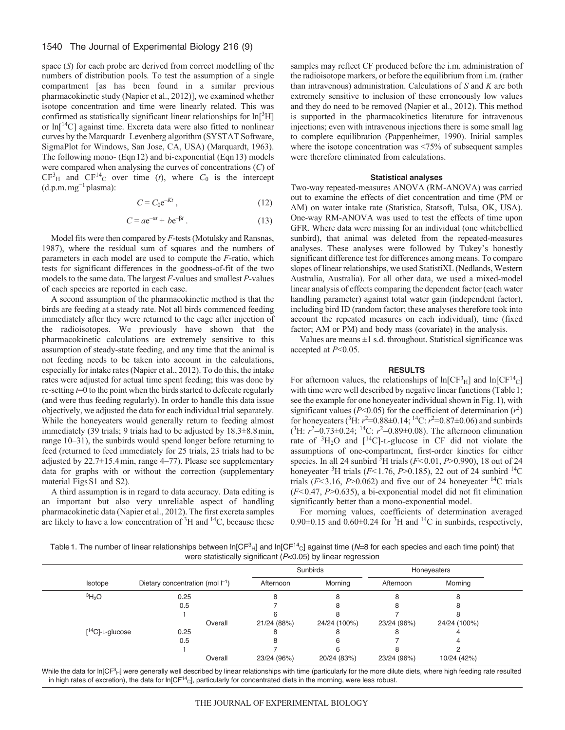space ($S$) for each probe are derived from correct modelling of the numbers of distribution pools. To test the assumption of a single compartment [as has been found in a similar previous pharmacokinetic study (Napier et al., 2012)], we examined whether isotope concentration and time were linearly related. This was confirmed as statistically significant linear relationships for $\ln[^3H]$ or $\ln[^{14}C]$ against time. Excreta data were also fitted to nonlinear curves by the Marquardt–Levenberg algorithm (SYSTAT Software, SigmaPlot for Windows, San Jose, CA, USA) (Marquardt, 1963). The following mono- (Eqn 12) and bi-exponential (Eqn 13) models were compared when analysing the curves of concentrations ($C$) of $CF^3{}_H$ and $CF^{14}{}_C$ over time ($t$), where $C_0$ is the intercept (d.p.m. mg$^{-1}$ plasma):

$$C = C_0 e^{-Kt}\,, \tag{12}$$

$$C = a e^{-\alpha t} + b e^{-\beta t}\,. \tag{13}$$

Model fits were then compared by $F$-tests (Motulsky and Ransnas, 1987), where the residual sum of squares and the numbers of parameters in each model are used to compute the $F$-ratio, which tests for significant differences in the goodness-of-fit of the two models to the same data. The largest $F$-values and smallest $P$-values of each species are reported in each case.

A second assumption of the pharmacokinetic method is that the birds are feeding at a steady rate. Not all birds commenced feeding immediately after they were returned to the cage after injection of the radioisotopes. We previously have shown that the pharmacokinetic calculations are extremely sensitive to this assumption of steady-state feeding, and any time that the animal is not feeding needs to be taken into account in the calculations, especially for intake rates (Napier et al., 2012). To do this, the intake rates were adjusted for actual time spent feeding; this was done by re-setting $t$=0 to the point when the birds started to defecate regularly (and were thus feeding regularly). In order to handle this data issue objectively, we adjusted the data for each individual trial separately. While the honeyeaters would generally return to feeding almost immediately (39 trials; 9 trials had to be adjusted by 18.3±8.8 min, range 10–31), the sunbirds would spend longer before returning to feed (returned to feed immediately for 25 trials, 23 trials had to be adjusted by 22.7±15.4 min, range 4–77). Please see supplementary data for graphs with or without the correction (supplementary material Figs S1 and S2).

A third assumption is in regard to data accuracy. Data editing is an important but also very unreliable aspect of handling pharmacokinetic data (Napier et al., 2012). The first excreta samples are likely to have a low concentration of $^3H$ and $^{14}C$, because these samples may reflect CF produced before the i.m. administration of the radioisotope markers, or before the equilibrium from i.m. (rather than intravenous) administration. Calculations of $S$ and $K$ are both extremely sensitive to inclusion of these erroneously low values and they do need to be removed (Napier et al., 2012). This method is supported in the pharmacokinetics literature for intravenous injections; even with intravenous injections there is some small lag to complete equilibration (Pappenheimer, 1990). Initial samples where the isotope concentration was <75% of subsequent samples were therefore eliminated from calculations.

### Statistical analyses

Two-way repeated-measures ANOVA (RM-ANOVA) was carried out to examine the effects of diet concentration and time (PM or AM) on water intake rate (Statistica, Statsoft, Tulsa, OK, USA). One-way RM-ANOVA was used to test the effects of time upon GFR. Where data were missing for an individual (one whitebellied sunbird), that animal was deleted from the repeated-measures analyses. These analyses were followed by Tukey's honestly significant difference test for differences among means. To compare slopes of linear relationships, we used StatistiXL (Nedlands, Western Australia, Australia). For all other data, we used a mixed-model linear analysis of effects comparing the dependent factor (each water handling parameter) against total water gain (independent factor), including bird ID (random factor; these analyses therefore took into account the repeated measures on each individual), time (fixed factor; AM or PM) and body mass (covariate) in the analysis.

Values are means ±1 s.d. throughout. Statistical significance was accepted at $P$<0.05.

## RESULTS

For afternoon values, the relationships of $\ln[CF^3{}_H]$ and $\ln[CF^{14}{}_C]$ with time were well described by negative linear functions (Table 1; see the example for one honeyeater individual shown in Fig. 1), with significant values ($P$<0.05) for the coefficient of determination ($r^2$) for honeyeaters ($^3H$: $r^2$=0.88±0.14; $^{14}C$: $r^2$=0.87±0.06) and sunbirds ($^3H$: $r^2$=0.73±0.24; $^{14}C$: $r^2$=0.89±0.08). The afternoon elimination rate of $^3H_2O$ and [$^{14}C$]-L-glucose in CF did not violate the assumptions of one-compartment, first-order kinetics for either species. In all 24 sunbird $^3H$ trials ($F$<0.01, $P$>0.990), 18 out of 24 honeyeater $^3H$ trials ($F$<1.76, $P$>0.185), 22 out of 24 sunbird $^{14}C$ trials ($F$<3.16, $P$>0.062) and five out of 24 honeyeater $^{14}C$ trials ($F$<0.47, $P$>0.635), a bi-exponential model did not fit elimination significantly better than a mono-exponential model.

For morning values, coefficients of determination averaged 0.90±0.15 and 0.60±0.24 for $^3H$ and $^{14}C$ in sunbirds, respectively,

Table 1. The number of linear relationships between $\ln[CF^3{}_H]$ and $\ln[CF^{14}{}_C]$ against time ($N$=8 for each species and each time point) that were statistically significant ($P$<0.05) by linear regression

| Isotope | Dietary concentration (mol l$^{-1}$) | Sunbirds | | Honeyeaters | |
|---|---|---|---|---|---|
| | | Afternoon | Morning | Afternoon | Morning |
| $^3H_2O$ | 0.25 | 8 | 8 | 8 | 8 |
| | 0.5 | 7 | 8 | 8 | 8 |
| | 1 | 6 | 8 | 7 | 8 |
| | Overall | 21/24 (88%) | 24/24 (100%) | 23/24 (96%) | 24/24 (100%) |
| [$^{14}C$]-L-glucose | 0.25 | 8 | 8 | 8 | 4 |
| | 0.5 | 8 | 6 | 7 | 4 |
| | 1 | 7 | 6 | 8 | 2 |
| | Overall | 23/24 (96%) | 20/24 (83%) | 23/24 (96%) | 10/24 (42%) |

While the data for $\ln[CF^3{}_H]$ were generally well described by linear relationships with time (particularly for the more dilute diets, where high feeding rate resulted in high rates of excretion), the data for $\ln[CF^{14}{}_C]$, particularly for concentrated diets in the morning, were less robust.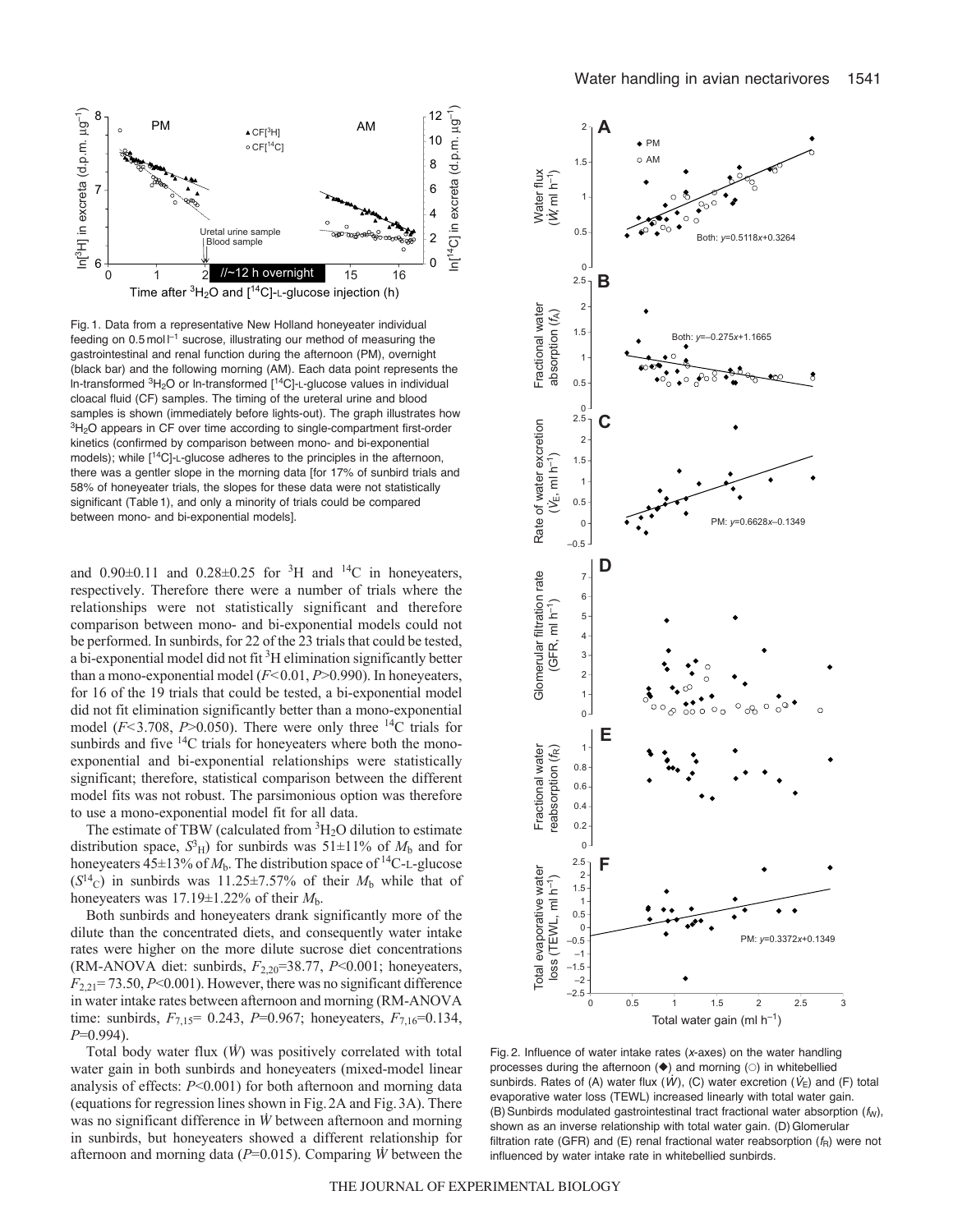Fig. 1. Data from a representative New Holland honeyeater individual feeding on 0.5 mol l$^{-1}$ sucrose, illustrating our method of measuring the gastrointestinal and renal function during the afternoon (PM), overnight (black bar) and the following morning (AM). Each data point represents the ln-transformed $^3H_2O$ or ln-transformed [$^{14}C$]-L-glucose values in individual cloacal fluid (CF) samples. The timing of the ureteral urine and blood samples is shown (immediately before lights-out). The graph illustrates how $^3H_2O$ appears in CF over time according to single-compartment first-order kinetics (confirmed by comparison between mono- and bi-exponential models); while [$^{14}C$]-L-glucose adheres to the principles in the afternoon, there was a gentler slope in the morning data [for 17% of sunbird trials and 58% of honeyeater trials, the slopes for these data were not statistically significant (Table 1), and only a minority of trials could be compared between mono- and bi-exponential models].

and 0.90±0.11 and 0.28±0.25 for $^3$H and $^{14}$C in honeyeaters, respectively. Therefore there were a number of trials where the relationships were not statistically significant and therefore comparison between mono- and bi-exponential models could not be performed. In sunbirds, for 22 of the 23 trials that could be tested, a bi-exponential model did not fit $^3$H elimination significantly better than a mono-exponential model ($F<0.01$, $P>0.990$). In honeyeaters, for 16 of the 19 trials that could be tested, a bi-exponential model did not fit elimination significantly better than a mono-exponential model ($F<3.708$, $P>0.050$). There were only three $^{14}$C trials for sunbirds and five $^{14}$C trials for honeyeaters where both the mono-exponential and bi-exponential relationships were statistically significant; therefore, statistical comparison between the different model fits was not robust. The parsimonious option was therefore to use a mono-exponential model fit for all data.

The estimate of TBW (calculated from $^3H_2O$ dilution to estimate distribution space, $S^3{}_H$) for sunbirds was 51±11% of $M_b$ and for honeyeaters 45±13% of $M_b$. The distribution space of $^{14}$C-L-glucose ($S^{14}{}_C$) in sunbirds was 11.25±7.57% of their $M_b$ while that of honeyeaters was 17.19±1.22% of their $M_b$.

Both sunbirds and honeyeaters drank significantly more of the dilute than the concentrated diets, and consequently water intake rates were higher on the more dilute sucrose diet concentrations (RM-ANOVA diet: sunbirds, $F_{2,20}$=38.77, $P<0.001$; honeyeaters, $F_{2,21}$= 73.50, $P<0.001$). However, there was no significant difference in water intake rates between afternoon and morning (RM-ANOVA time: sunbirds, $F_{7,15}$= 0.243, $P$=0.967; honeyeaters, $F_{7,16}$=0.134, $P$=0.994).

Total body water flux ($\dot{W}$) was positively correlated with total water gain in both sunbirds and honeyeaters (mixed-model linear analysis of effects: $P<0.001$) for both afternoon and morning data (equations for regression lines shown in Fig. 2A and Fig. 3A). There was no significant difference in $\dot{W}$ between afternoon and morning in sunbirds, but honeyeaters showed a different relationship for afternoon and morning data ($P$=0.015). Comparing $\dot{W}$ between the

Fig. 2. Influence of water intake rates (x-axes) on the water handling processes during the afternoon (◆) and morning (○) in whitebellied sunbirds. Rates of (A) water flux ($\dot{W}$), (C) water excretion ($\dot{V}_E$) and (F) total evaporative water loss (TEWL) increased linearly with total water gain. (B) Sunbirds modulated gastrointestinal tract fractional water absorption ($f_W$), shown as an inverse relationship with total water gain. (D) Glomerular filtration rate (GFR) and (E) renal fractional water reabsorption ($f_R$) were not influenced by water intake rate in whitebellied sunbirds.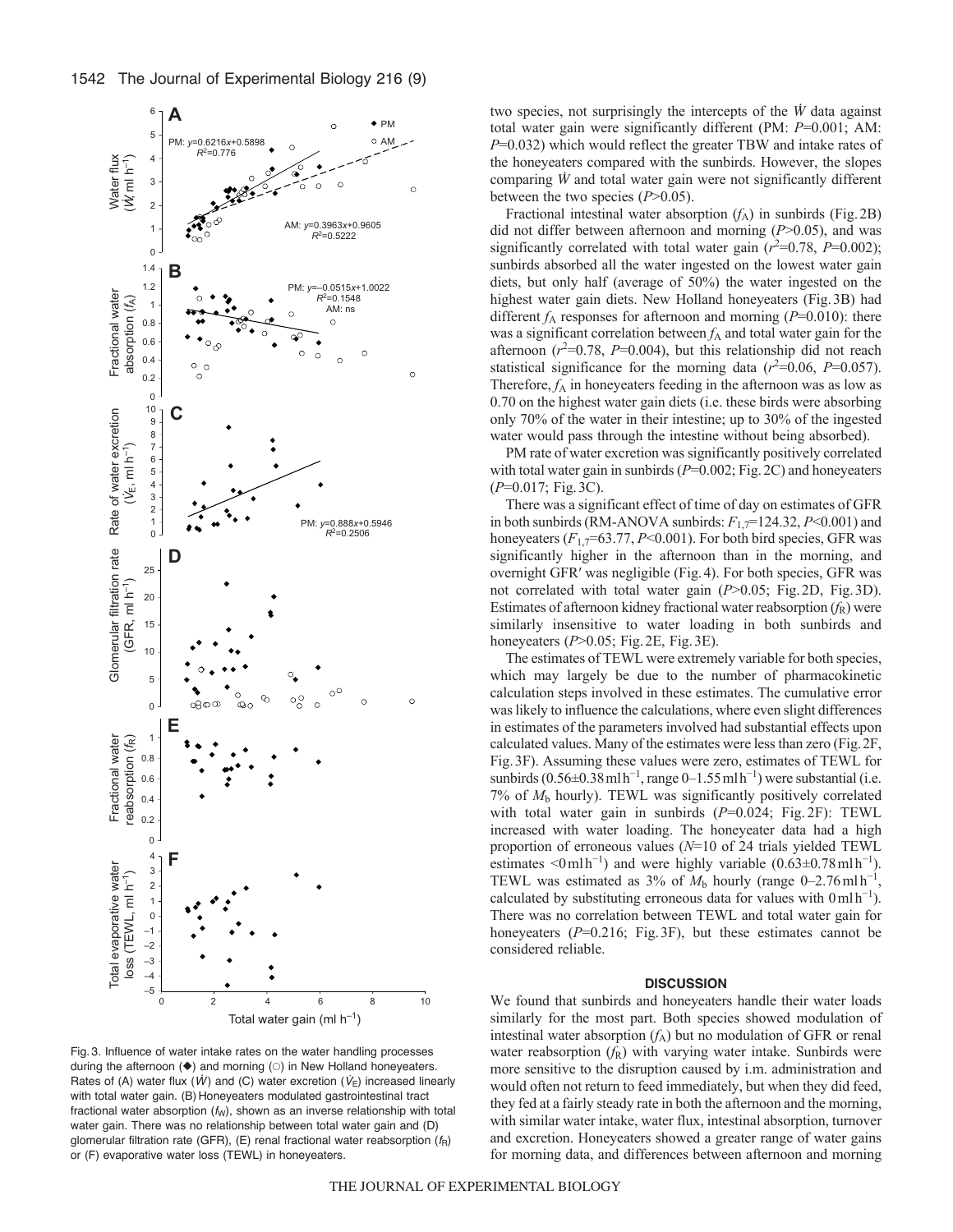Fig. 3. Influence of water intake rates on the water handling processes during the afternoon (◆) and morning (○) in New Holland honeyeaters. Rates of (A) water flux ($\dot{W}$) and (C) water excretion ($\dot{V}_E$) increased linearly with total water gain. (B) Honeyeaters modulated gastrointestinal tract fractional water absorption ($f_W$), shown as an inverse relationship with total water gain. There was no relationship between total water gain and (D) glomerular filtration rate (GFR), (E) renal fractional water reabsorption ($f_R$) or (F) evaporative water loss (TEWL) in honeyeaters.

two species, not surprisingly the intercepts of the $\dot{W}$ data against total water gain were significantly different (PM: $P$=0.001; AM: $P$=0.032) which would reflect the greater TBW and intake rates of the honeyeaters compared with the sunbirds. However, the slopes comparing $\dot{W}$ and total water gain were not significantly different between the two species ($P$>0.05).

Fractional intestinal water absorption ($f_A$) in sunbirds (Fig. 2B) did not differ between afternoon and morning ($P$>0.05), and was significantly correlated with total water gain ($r^2$=0.78, $P$=0.002); sunbirds absorbed all the water ingested on the lowest water gain diets, but only half (average of 50%) the water ingested on the highest water gain diets. New Holland honeyeaters (Fig. 3B) had different $f_A$ responses for afternoon and morning ($P$=0.010): there was a significant correlation between $f_A$ and total water gain for the afternoon ($r^2$=0.78, $P$=0.004), but this relationship did not reach statistical significance for the morning data ($r^2$=0.06, $P$=0.057). Therefore, $f_A$ in honeyeaters feeding in the afternoon was as low as 0.70 on the highest water gain diets (i.e. these birds were absorbing only 70% of the water in their intestine; up to 30% of the ingested water would pass through the intestine without being absorbed).

PM rate of water excretion was significantly positively correlated with total water gain in sunbirds ($P$=0.002; Fig. 2C) and honeyeaters ($P$=0.017; Fig. 3C).

There was a significant effect of time of day on estimates of GFR in both sunbirds (RM-ANOVA sunbirds: $F_{1,7}$=124.32, $P$<0.001) and honeyeaters ($F_{1,7}$=63.77, $P$<0.001). For both bird species, GFR was significantly higher in the afternoon than in the morning, and overnight GFR′ was negligible (Fig. 4). For both species, GFR was not correlated with total water gain ($P$>0.05; Fig. 2D, Fig. 3D). Estimates of afternoon kidney fractional water reabsorption ($f_R$) were similarly insensitive to water loading in both sunbirds and honeyeaters ($P$>0.05; Fig. 2E, Fig. 3E).

The estimates of TEWL were extremely variable for both species, which may largely be due to the number of pharmacokinetic calculation steps involved in these estimates. The cumulative error was likely to influence the calculations, where even slight differences in estimates of the parameters involved had substantial effects upon calculated values. Many of the estimates were less than zero (Fig. 2F, Fig. 3F). Assuming these values were zero, estimates of TEWL for sunbirds (0.56±0.38 ml h$^{-1}$, range 0–1.55 ml h$^{-1}$) were substantial (i.e. 7% of $M_b$ hourly). TEWL was significantly positively correlated with total water gain in sunbirds ($P$=0.024; Fig. 2F): TEWL increased with water loading. The honeyeater data had a high proportion of erroneous values ($N$=10 of 24 trials yielded TEWL estimates <0 ml h$^{-1}$) and were highly variable (0.63±0.78 ml h$^{-1}$). TEWL was estimated as 3% of $M_b$ hourly (range 0–2.76 ml h$^{-1}$, calculated by substituting erroneous data for values with 0 ml h$^{-1}$). There was no correlation between TEWL and total water gain for honeyeaters ($P$=0.216; Fig. 3F), but these estimates cannot be considered reliable.

## DISCUSSION

We found that sunbirds and honeyeaters handle their water loads similarly for the most part. Both species showed modulation of intestinal water absorption ($f_A$) but no modulation of GFR or renal water reabsorption ($f_R$) with varying water intake. Sunbirds were more sensitive to the disruption caused by i.m. administration and would often not return to feed immediately, but when they did feed, they fed at a fairly steady rate in both the afternoon and the morning, with similar water intake, water flux, intestinal absorption, turnover and excretion. Honeyeaters showed a greater range of water gains for morning data, and differences between afternoon and morning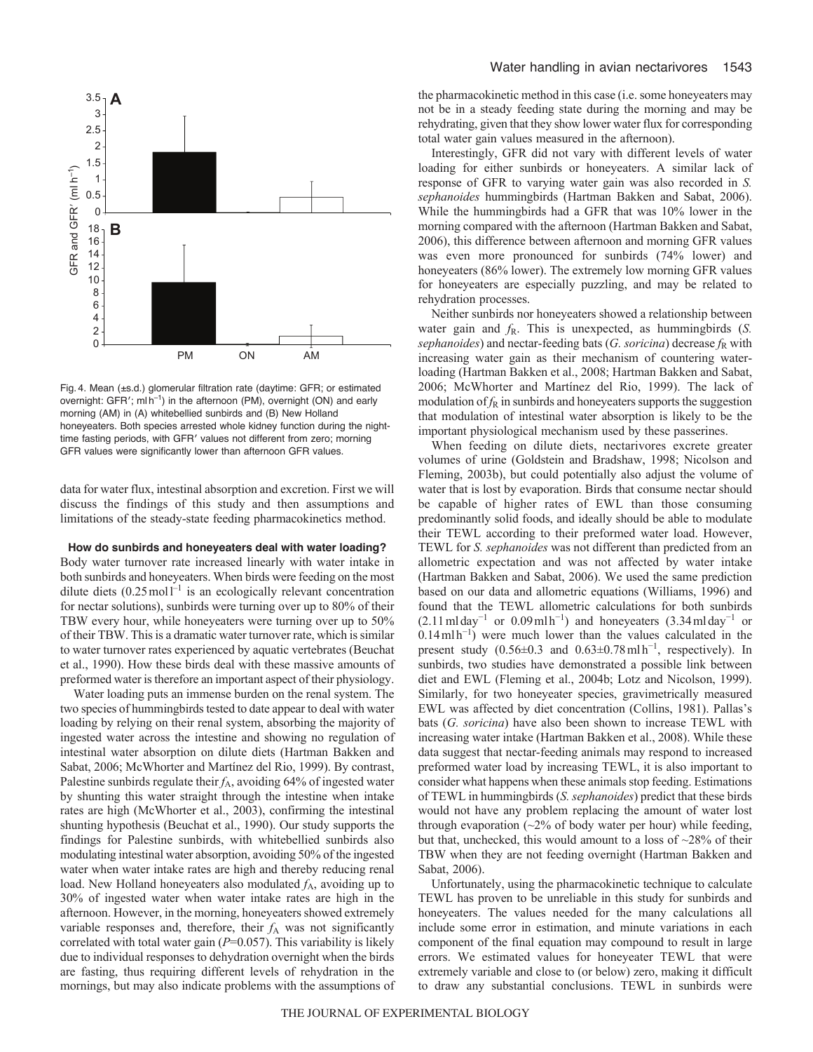Fig. 4. Mean (±s.d.) glomerular filtration rate (daytime: GFR; or estimated overnight: GFR′; ml h$^{-1}$) in the afternoon (PM), overnight (ON) and early morning (AM) in (A) whitebellied sunbirds and (B) New Holland honeyeaters. Both species arrested whole kidney function during the night-time fasting periods, with GFR′ values not different from zero; morning GFR values were significantly lower than afternoon GFR values.

data for water flux, intestinal absorption and excretion. First we will discuss the findings of this study and then assumptions and limitations of the steady-state feeding pharmacokinetics method.

#### How do sunbirds and honeyeaters deal with water loading?

Body water turnover rate increased linearly with water intake in both sunbirds and honeyeaters. When birds were feeding on the most dilute diets (0.25 mol l$^{-1}$ is an ecologically relevant concentration for nectar solutions), sunbirds were turning over up to 80% of their TBW every hour, while honeyeaters were turning over up to 50% of their TBW. This is a dramatic water turnover rate, which is similar to water turnover rates experienced by aquatic vertebrates (Beuchat et al., 1990). How these birds deal with these massive amounts of preformed water is therefore an important aspect of their physiology.

Water loading puts an immense burden on the renal system. The two species of hummingbirds tested to date appear to deal with water loading by relying on their renal system, absorbing the majority of ingested water across the intestine and showing no regulation of intestinal water absorption on dilute diets (Hartman Bakken and Sabat, 2006; McWhorter and Martínez del Rio, 1999). By contrast, Palestine sunbirds regulate their $f_A$, avoiding 64% of ingested water by shunting this water straight through the intestine when intake rates are high (McWhorter et al., 2003), confirming the intestinal shunting hypothesis (Beuchat et al., 1990). Our study supports the findings for Palestine sunbirds, with whitebellied sunbirds also modulating intestinal water absorption, avoiding 50% of the ingested water when water intake rates are high and thereby reducing renal load. New Holland honeyeaters also modulated $f_A$, avoiding up to 30% of ingested water when water intake rates are high in the afternoon. However, in the morning, honeyeaters showed extremely variable responses and, therefore, their $f_A$ was not significantly correlated with total water gain ($P$=0.057). This variability is likely due to individual responses to dehydration overnight when the birds are fasting, thus requiring different levels of rehydration in the mornings, but may also indicate problems with the assumptions of the pharmacokinetic method in this case (i.e. some honeyeaters may not be in a steady feeding state during the morning and may be rehydrating, given that they show lower water flux for corresponding total water gain values measured in the afternoon).

Interestingly, GFR did not vary with different levels of water loading for either sunbirds or honeyeaters. A similar lack of response of GFR to varying water gain was also recorded in *S. sephanoides* hummingbirds (Hartman Bakken and Sabat, 2006). While the hummingbirds had a GFR that was 10% lower in the morning compared with the afternoon (Hartman Bakken and Sabat, 2006), this difference between afternoon and morning GFR values was even more pronounced for sunbirds (74% lower) and honeyeaters (86% lower). The extremely low morning GFR values for honeyeaters are especially puzzling, and may be related to rehydration processes.

Neither sunbirds nor honeyeaters showed a relationship between water gain and $f_R$. This is unexpected, as hummingbirds (*S. sephanoides*) and nectar-feeding bats (*G. soricina*) decrease $f_R$ with increasing water gain as their mechanism of countering water-loading (Hartman Bakken et al., 2008; Hartman Bakken and Sabat, 2006; McWhorter and Martínez del Rio, 1999). The lack of modulation of $f_R$ in sunbirds and honeyeaters supports the suggestion that modulation of intestinal water absorption is likely to be the important physiological mechanism used by these passerines.

When feeding on dilute diets, nectarivores excrete greater volumes of urine (Goldstein and Bradshaw, 1998; Nicolson and Fleming, 2003b), but could potentially also adjust the volume of water that is lost by evaporation. Birds that consume nectar should be capable of higher rates of EWL than those consuming predominantly solid foods, and ideally should be able to modulate their TEWL according to their preformed water load. However, TEWL for *S. sephanoides* was not different than predicted from an allometric expectation and was not affected by water intake (Hartman Bakken and Sabat, 2006). We used the same prediction based on our data and allometric equations (Williams, 1996) and found that the TEWL allometric calculations for both sunbirds (2.11 ml day$^{-1}$ or 0.09 ml h$^{-1}$) and honeyeaters (3.34 ml day$^{-1}$ or 0.14 ml h$^{-1}$) were much lower than the values calculated in the present study (0.56±0.3 and 0.63±0.78 ml h$^{-1}$, respectively). In sunbirds, two studies have demonstrated a possible link between diet and EWL (Fleming et al., 2004b; Lotz and Nicolson, 1999). Similarly, for two honeyeater species, gravimetrically measured EWL was affected by diet concentration (Collins, 1981). Pallas's bats (*G. soricina*) have also been shown to increase TEWL with increasing water intake (Hartman Bakken et al., 2008). While these data suggest that nectar-feeding animals may respond to increased preformed water load by increasing TEWL, it is also important to consider what happens when these animals stop feeding. Estimations of TEWL in hummingbirds (*S. sephanoides*) predict that these birds would not have any problem replacing the amount of water lost through evaporation (~2% of body water per hour) while feeding, but that, unchecked, this would amount to a loss of ~28% of their TBW when they are not feeding overnight (Hartman Bakken and Sabat, 2006).

Unfortunately, using the pharmacokinetic technique to calculate TEWL has proven to be unreliable in this study for sunbirds and honeyeaters. The values needed for the many calculations all include some error in estimation, and minute variations in each component of the final equation may compound to result in large errors. We estimated values for honeyeater TEWL that were extremely variable and close to (or below) zero, making it difficult to draw any substantial conclusions. TEWL in sunbirds were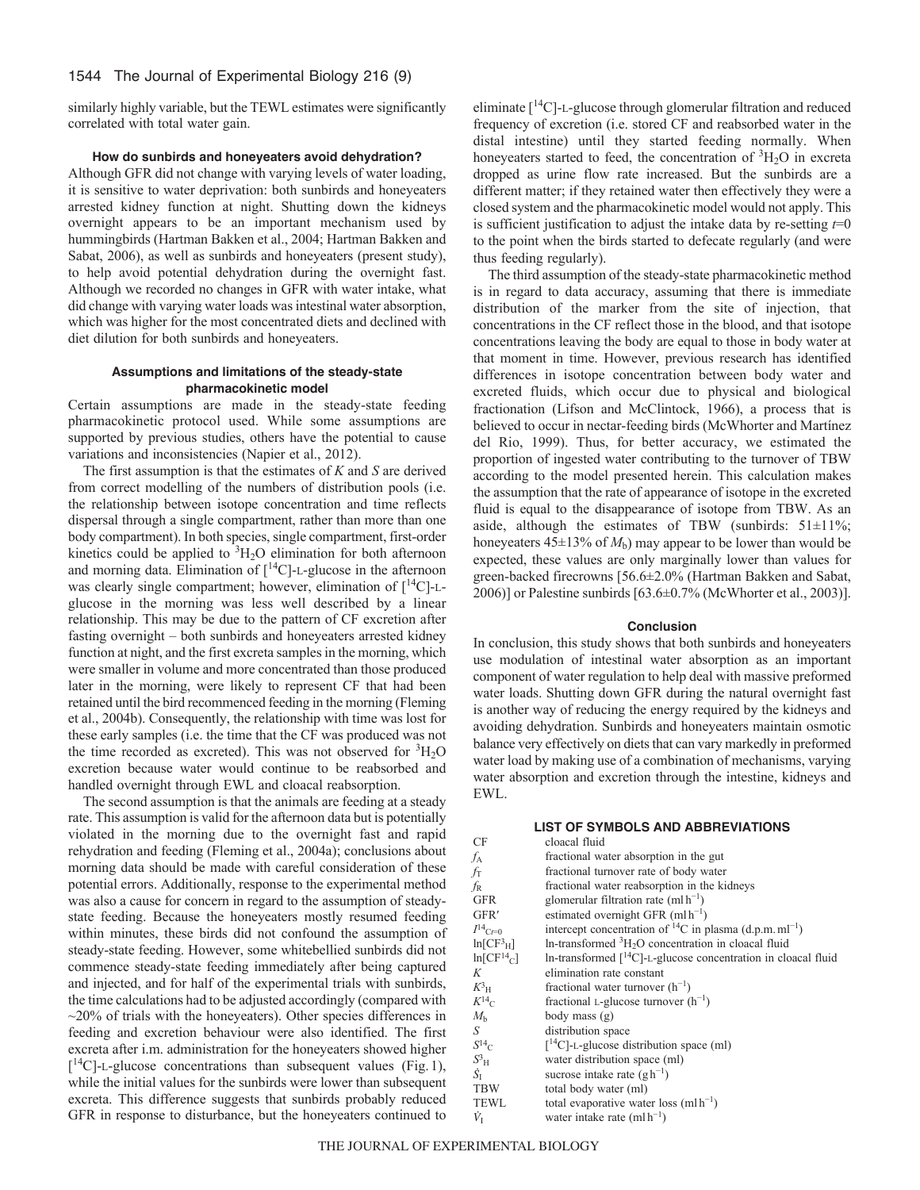similarly highly variable, but the TEWL estimates were significantly correlated with total water gain.

### How do sunbirds and honeyeaters avoid dehydration?

Although GFR did not change with varying levels of water loading, it is sensitive to water deprivation: both sunbirds and honeyeaters arrested kidney function at night. Shutting down the kidneys overnight appears to be an important mechanism used by hummingbirds (Hartman Bakken et al., 2004; Hartman Bakken and Sabat, 2006), as well as sunbirds and honeyeaters (present study), to help avoid potential dehydration during the overnight fast. Although we recorded no changes in GFR with water intake, what did change with varying water loads was intestinal water absorption, which was higher for the most concentrated diets and declined with diet dilution for both sunbirds and honeyeaters.

### Assumptions and limitations of the steady-state pharmacokinetic model

Certain assumptions are made in the steady-state feeding pharmacokinetic protocol used. While some assumptions are supported by previous studies, others have the potential to cause variations and inconsistencies (Napier et al., 2012).

The first assumption is that the estimates of $K$ and $S$ are derived from correct modelling of the numbers of distribution pools (i.e. the relationship between isotope concentration and time reflects dispersal through a single compartment, rather than more than one body compartment). In both species, single compartment, first-order kinetics could be applied to $^3H_2O$ elimination for both afternoon and morning data. Elimination of [$^{14}$C]-L-glucose in the afternoon was clearly single compartment; however, elimination of [$^{14}$C]-L-glucose in the morning was less well described by a linear relationship. This may be due to the pattern of CF excretion after fasting overnight – both sunbirds and honeyeaters arrested kidney function at night, and the first excreta samples in the morning, which were smaller in volume and more concentrated than those produced later in the morning, were likely to represent CF that had been retained until the bird recommenced feeding in the morning (Fleming et al., 2004b). Consequently, the relationship with time was lost for these early samples (i.e. the time that the CF was produced was not the time recorded as excreted). This was not observed for $^3H_2O$ excretion because water would continue to be reabsorbed and handled overnight through EWL and cloacal reabsorption.

The second assumption is that the animals are feeding at a steady rate. This assumption is valid for the afternoon data but is potentially violated in the morning due to the overnight fast and rapid rehydration and feeding (Fleming et al., 2004a); conclusions about morning data should be made with careful consideration of these potential errors. Additionally, response to the experimental method was also a cause for concern in regard to the assumption of steady-state feeding. Because the honeyeaters mostly resumed feeding within minutes, these birds did not confound the assumption of steady-state feeding. However, some whitebellied sunbirds did not commence steady-state feeding immediately after being captured and injected, and for half of the experimental trials with sunbirds, the time calculations had to be adjusted accordingly (compared with ~20% of trials with the honeyeaters). Other species differences in feeding and excretion behaviour were also identified. The first excreta after i.m. administration for the honeyeaters showed higher [$^{14}$C]-L-glucose concentrations than subsequent values (Fig. 1), while the initial values for the sunbirds were lower than subsequent excreta. This difference suggests that sunbirds probably reduced GFR in response to disturbance, but the honeyeaters continued to eliminate [$^{14}$C]-L-glucose through glomerular filtration and reduced frequency of excretion (i.e. stored CF and reabsorbed water in the distal intestine) until they started feeding normally. When honeyeaters started to feed, the concentration of $^3H_2O$ in excreta dropped as urine flow rate increased. But the sunbirds are a different matter; if they retained water then effectively they were a closed system and the pharmacokinetic model would not apply. This is sufficient justification to adjust the intake data by re-setting $t$=0 to the point when the birds started to defecate regularly (and were thus feeding regularly).

The third assumption of the steady-state pharmacokinetic method is in regard to data accuracy, assuming that there is immediate distribution of the marker from the site of injection, that concentrations in the CF reflect those in the blood, and that isotope concentrations leaving the body are equal to those in body water at that moment in time. However, previous research has identified differences in isotope concentration between body water and excreted fluids, which occur due to physical and biological fractionation (Lifson and McClintock, 1966), a process that is believed to occur in nectar-feeding birds (McWhorter and Martínez del Rio, 1999). Thus, for better accuracy, we estimated the proportion of ingested water contributing to the turnover of TBW according to the model presented herein. This calculation makes the assumption that the rate of appearance of isotope in the excreted fluid is equal to the disappearance of isotope from TBW. As an aside, although the estimates of TBW (sunbirds: 51±11%; honeyeaters 45±13% of $M_b$) may appear to be lower than would be expected, these values are only marginally lower than values for green-backed firecrowns [56.6±2.0% (Hartman Bakken and Sabat, 2006)] or Palestine sunbirds [63.6±0.7% (McWhorter et al., 2003)].

### Conclusion

In conclusion, this study shows that both sunbirds and honeyeaters use modulation of intestinal water absorption as an important component of water regulation to help deal with massive preformed water loads. Shutting down GFR during the natural overnight fast is another way of reducing the energy required by the kidneys and avoiding dehydration. Sunbirds and honeyeaters maintain osmotic balance very effectively on diets that can vary markedly in preformed water load by making use of a combination of mechanisms, varying water absorption and excretion through the intestine, kidneys and EWL.

### LIST OF SYMBOLS AND ABBREVIATIONS

| | |
|---|---|
| CF | cloacal fluid |
| $f_A$ | fractional water absorption in the gut |
| $f_T$ | fractional turnover rate of body water |
| $f_R$ | fractional water reabsorption in the kidneys |
| GFR | glomerular filtration rate (ml h$^{-1}$) |
| GFR′ | estimated overnight GFR (ml h$^{-1}$) |
| $I^{14}{}_{Ct=0}$ | intercept concentration of $^{14}$C in plasma (d.p.m. ml$^{-1}$) |
| ln[CF$^3$H] | ln-transformed $^3H_2O$ concentration in cloacal fluid |
| ln[CF$^{14}$C] | ln-transformed [$^{14}$C]-L-glucose concentration in cloacal fluid |
| $K$ | elimination rate constant |
| $K^3{}_H$ | fractional water turnover (h$^{-1}$) |
| $K^{14}{}_C$ | fractional L-glucose turnover (h$^{-1}$) |
| $M_b$ | body mass (g) |
| $S$ | distribution space |
| $S^{14}{}_C$ | [$^{14}$C]-L-glucose distribution space (ml) |
| $S^3{}_H$ | water distribution space (ml) |
| $\dot{S}_I$ | sucrose intake rate (g h$^{-1}$) |
| TBW | total body water (ml) |
| TEWL | total evaporative water loss (ml h$^{-1}$) |
| $\dot{V}_I$ | water intake rate (ml h$^{-1}$) |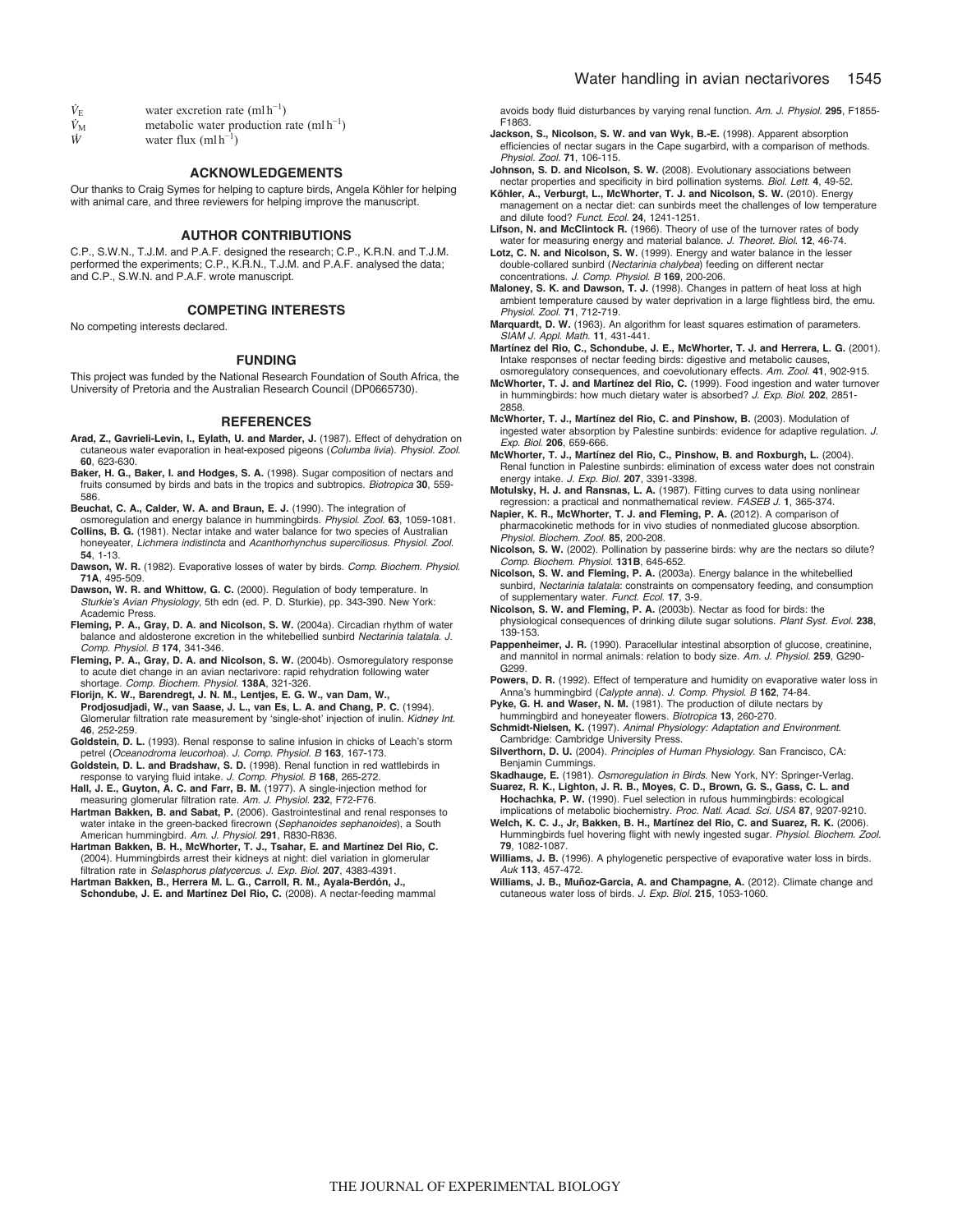$\dot{V}_E$ water excretion rate (ml h$^{-1}$)

$\dot{V}_M$ metabolic water production rate (ml h$^{-1}$)

$\dot{W}$ water flux (ml h$^{-1}$)

## ACKNOWLEDGEMENTS

Our thanks to Craig Symes for helping to capture birds, Angela Köhler for helping with animal care, and three reviewers for helping improve the manuscript.

## AUTHOR CONTRIBUTIONS

C.P., S.W.N., T.J.M. and P.A.F. designed the research; C.P., K.R.N. and T.J.M. performed the experiments; C.P., K.R.N., T.J.M. and P.A.F. analysed the data; and C.P., S.W.N. and P.A.F. wrote manuscript.

## COMPETING INTERESTS

No competing interests declared.

## FUNDING

This project was funded by the National Research Foundation of South Africa, the University of Pretoria and the Australian Research Council (DP0665730).

## REFERENCES

**Arad, Z., Gavrieli-Levin, I., Eylath, U. and Marder, J.** (1987). Effect of dehydration on cutaneous water evaporation in heat-exposed pigeons (*Columba livia*). *Physiol. Zool.* **60**, 623-630.

**Baker, H. G., Baker, I. and Hodges, S. A.** (1998). Sugar composition of nectars and fruits consumed by birds and bats in the tropics and subtropics. *Biotropica* **30**, 559-586.

**Beuchat, C. A., Calder, W. A. and Braun, E. J.** (1990). The integration of osmoregulation and energy balance in hummingbirds. *Physiol. Zool.* **63**, 1059-1081.

**Collins, B. G.** (1981). Nectar intake and water balance for two species of Australian honeyeater, *Lichmera indistincta* and *Acanthorhynchus superciliosus*. *Physiol. Zool.* **54**, 1-13.

**Dawson, W. R.** (1982). Evaporative losses of water by birds. *Comp. Biochem. Physiol.* **71A**, 495-509.

**Dawson, W. R. and Whittow, G. C.** (2000). Regulation of body temperature. In *Sturkie's Avian Physiology*, 5th edn (ed. P. D. Sturkie), pp. 343-390. New York: Academic Press.

**Fleming, P. A., Gray, D. A. and Nicolson, S. W.** (2004a). Circadian rhythm of water balance and aldosterone excretion in the whitebellied sunbird *Nectarinia talatala*. *J. Comp. Physiol. B* **174**, 341-346.

**Fleming, P. A., Gray, D. A. and Nicolson, S. W.** (2004b). Osmoregulatory response to acute diet change in an avian nectarivore: rapid rehydration following water shortage. *Comp. Biochem. Physiol.* **138A**, 321-326.

**Florijn, K. W., Barendregt, J. N. M., Lentjes, E. G. W., van Dam, W., Prodjosudjadi, W., van Saase, J. L., van Es, L. A. and Chang, P. C.** (1994). Glomerular filtration rate measurement by 'single-shot' injection of inulin. *Kidney Int.* **46**, 252-259.

**Goldstein, D. L.** (1993). Renal response to saline infusion in chicks of Leach's storm petrel (*Oceanodroma leucorhoa*). *J. Comp. Physiol. B* **163**, 167-173.

**Goldstein, D. L. and Bradshaw, S. D.** (1998). Renal function in red wattlebirds in response to varying fluid intake. *J. Comp. Physiol. B* **168**, 265-272.

**Hall, J. E., Guyton, A. C. and Farr, B. M.** (1977). A single-injection method for measuring glomerular filtration rate. *Am. J. Physiol.* **232**, F72-F76.

**Hartman Bakken, B. and Sabat, P.** (2006). Gastrointestinal and renal responses to water intake in the green-backed firecrown (*Sephanoides sephanoides*), a South American hummingbird. *Am. J. Physiol.* **291**, R830-R836.

**Hartman Bakken, B. H., McWhorter, T. J., Tsahar, E. and Martínez Del Rio, C.** (2004). Hummingbirds arrest their kidneys at night: diel variation in glomerular filtration rate in *Selasphorus platycercus*. *J. Exp. Biol.* **207**, 4383-4391.

**Hartman Bakken, B., Herrera M. L. G., Carroll, R. M., Ayala-Berdón, J., Schondube, J. E. and Martínez Del Rio, C.** (2008). A nectar-feeding mammal avoids body fluid disturbances by varying renal function. *Am. J. Physiol.* **295**, F1855-F1863.

**Jackson, S., Nicolson, S. W. and van Wyk, B.-E.** (1998). Apparent absorption efficiencies of nectar sugars in the Cape sugarbird, with a comparison of methods. *Physiol. Zool.* **71**, 106-115.

**Johnson, S. D. and Nicolson, S. W.** (2008). Evolutionary associations between nectar properties and specificity in bird pollination systems. *Biol. Lett.* **4**, 49-52.

**Köhler, A., Verburgt, L., McWhorter, T. J. and Nicolson, S. W.** (2010). Energy management on a nectar diet: can sunbirds meet the challenges of low temperature and dilute food? *Funct. Ecol.* **24**, 1241-1251.

**Lifson, N. and McClintock R.** (1966). Theory of use of the turnover rates of body water for measuring energy and material balance. *J. Theoret. Biol.* **12**, 46-74.

**Lotz, C. N. and Nicolson, S. W.** (1999). Energy and water balance in the lesser double-collared sunbird (*Nectarinia chalybea*) feeding on different nectar concentrations. *J. Comp. Physiol. B* **169**, 200-206.

**Maloney, S. K. and Dawson, T. J.** (1998). Changes in pattern of heat loss at high ambient temperature caused by water deprivation in a large flightless bird, the emu. *Physiol. Zool.* **71**, 712-719.

**Marquardt, D. W.** (1963). An algorithm for least squares estimation of parameters. *SIAM J. Appl. Math.* **11**, 431-441.

**Martínez del Rio, C., Schondube, J. E., McWhorter, T. J. and Herrera, L. G.** (2001). Intake responses of nectar feeding birds: digestive and metabolic causes, osmoregulatory consequences, and coevolutionary effects. *Am. Zool.* **41**, 902-915.

**McWhorter, T. J. and Martínez del Rio, C.** (1999). Food ingestion and water turnover in hummingbirds: how much dietary water is absorbed? *J. Exp. Biol.* **202**, 2851-2858.

**McWhorter, T. J., Martínez del Rio, C. and Pinshow, B.** (2003). Modulation of ingested water absorption by Palestine sunbirds: evidence for adaptive regulation. *J. Exp. Biol.* **206**, 659-666.

**McWhorter, T. J., Martínez del Rio, C., Pinshow, B. and Roxburgh, L.** (2004). Renal function in Palestine sunbirds: elimination of excess water does not constrain energy intake. *J. Exp. Biol.* **207**, 3391-3398.

**Motulsky, H. J. and Ransnas, L. A.** (1987). Fitting curves to data using nonlinear regression: a practical and nonmathematical review. *FASEB J.* **1**, 365-374.

**Napier, K. R., McWhorter, T. J. and Fleming, P. A.** (2012). A comparison of pharmacokinetic methods for in vivo studies of nonmediated glucose absorption. *Physiol. Biochem. Zool.* **85**, 200-208.

**Nicolson, S. W.** (2002). Pollination by passerine birds: why are the nectars so dilute? *Comp. Biochem. Physiol.* **131B**, 645-652.

**Nicolson, S. W. and Fleming, P. A.** (2003a). Energy balance in the whitebellied sunbird, *Nectarinia talatala*: constraints on compensatory feeding, and consumption of supplementary water. *Funct. Ecol.* **17**, 3-9.

**Nicolson, S. W. and Fleming, P. A.** (2003b). Nectar as food for birds: the physiological consequences of drinking dilute sugar solutions. *Plant Syst. Evol.* **238**, 139-153.

**Pappenheimer, J. R.** (1990). Paracellular intestinal absorption of glucose, creatinine, and mannitol in normal animals: relation to body size. *Am. J. Physiol.* **259**, G290-G299.

**Powers, D. R.** (1992). Effect of temperature and humidity on evaporative water loss in Anna's hummingbird (*Calypte anna*). *J. Comp. Physiol. B* **162**, 74-84.

**Pyke, G. H. and Waser, N. M.** (1981). The production of dilute nectars by hummingbird and honeyeater flowers. *Biotropica* **13**, 260-270.

**Schmidt-Nielsen, K.** (1997). *Animal Physiology: Adaptation and Environment*. Cambridge: Cambridge University Press.

**Silverthorn, D. U.** (2004). *Principles of Human Physiology*. San Francisco, CA: Benjamin Cummings.

**Skadhauge, E.** (1981). *Osmoregulation in Birds*. New York, NY: Springer-Verlag.

**Suarez, R. K., Lighton, J. R. B., Moyes, C. D., Brown, G. S., Gass, C. L. and Hochachka, P. W.** (1990). Fuel selection in rufous hummingbirds: ecological implications of metabolic biochemistry. *Proc. Natl. Acad. Sci. USA* **87**, 9207-9210.

**Welch, K. C. J., Jr, Bakken, B. H., Martínez del Rio, C. and Suarez, R. K.** (2006). Hummingbirds fuel hovering flight with newly ingested sugar. *Physiol. Biochem. Zool.* **79**, 1082-1087.

**Williams, J. B.** (1996). A phylogenetic perspective of evaporative water loss in birds. *Auk* **113**, 457-472.

**Williams, J. B., Muñoz-Garcia, A. and Champagne, A.** (2012). Climate change and cutaneous water loss of birds. *J. Exp. Biol.* **215**, 1053-1060.